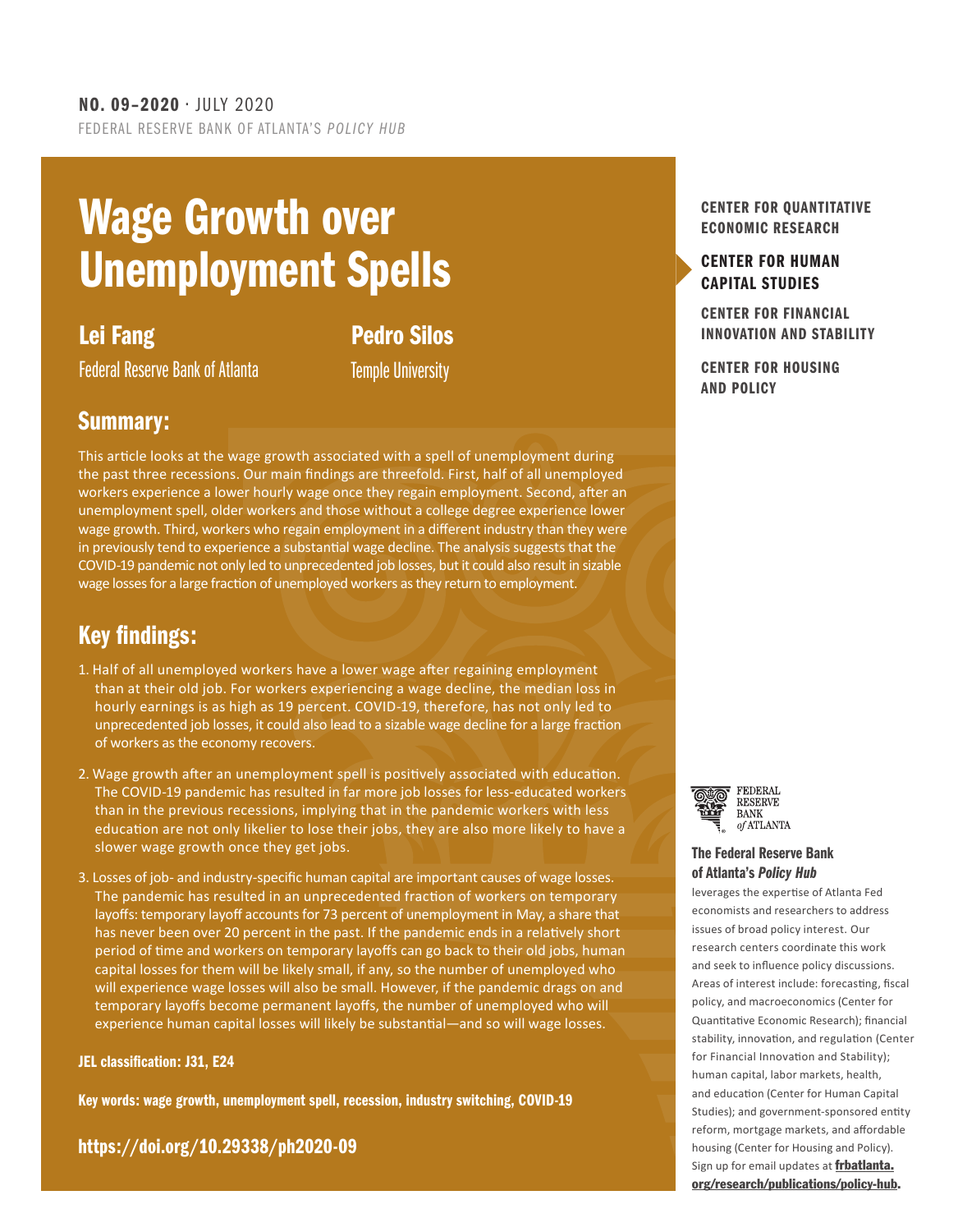**NO. 09–2020** · JULY 2020

FEDERAL RESERVE BANK OF ATLANTA'S *POLICY HUB*

# Wage Growth over Unemployment Spells

**Lei Fang**
Federal Reserve Bank of Atlanta

**Pedro Silos**
Temple University

## Summary:

This article looks at the wage growth associated with a spell of unemployment during the past three recessions. Our main findings are threefold. First, half of all unemployed workers experience a lower hourly wage once they regain employment. Second, after an unemployment spell, older workers and those without a college degree experience lower wage growth. Third, workers who regain employment in a different industry than they were in previously tend to experience a substantial wage decline. The analysis suggests that the COVID-19 pandemic not only led to unprecedented job losses, but it could also result in sizable wage losses for a large fraction of unemployed workers as they return to employment.

## Key findings:

1. Half of all unemployed workers have a lower wage after regaining employment than at their old job. For workers experiencing a wage decline, the median loss in hourly earnings is as high as 19 percent. COVID-19, therefore, has not only led to unprecedented job losses, it could also lead to a sizable wage decline for a large fraction of workers as the economy recovers.
2. Wage growth after an unemployment spell is positively associated with education. The COVID-19 pandemic has resulted in far more job losses for less-educated workers than in the previous recessions, implying that in the pandemic workers with less education are not only likelier to lose their jobs, they are also more likely to have a slower wage growth once they get jobs.
3. Losses of job- and industry-specific human capital are important causes of wage losses. The pandemic has resulted in an unprecedented fraction of workers on temporary layoffs: temporary layoff accounts for 73 percent of unemployment in May, a share that has never been over 20 percent in the past. If the pandemic ends in a relatively short period of time and workers on temporary layoffs can go back to their old jobs, human capital losses for them will be likely small, if any, so the number of unemployed who will experience wage losses will also be small. However, if the pandemic drags on and temporary layoffs become permanent layoffs, the number of unemployed who will experience human capital losses will likely be substantial—and so will wage losses.

**JEL classification: J31, E24**

**Key words: wage growth, unemployment spell, recession, industry switching, COVID-19**

**https://doi.org/10.29338/ph2020-09**

**CENTER FOR QUANTITATIVE ECONOMIC RESEARCH**

**CENTER FOR HUMAN CAPITAL STUDIES**

**CENTER FOR FINANCIAL INNOVATION AND STABILITY**

**CENTER FOR HOUSING AND POLICY**

FEDERAL RESERVE BANK *of* ATLANTA

**The Federal Reserve Bank of Atlanta's *Policy Hub***

leverages the expertise of Atlanta Fed economists and researchers to address issues of broad policy interest. Our research centers coordinate this work and seek to influence policy discussions. Areas of interest include: forecasting, fiscal policy, and macroeconomics (Center for Quantitative Economic Research); financial stability, innovation, and regulation (Center for Financial Innovation and Stability); human capital, labor markets, health, and education (Center for Human Capital Studies); and government-sponsored entity reform, mortgage markets, and affordable housing (Center for Housing and Policy). Sign up for email updates at **frbatlanta.org/research/publications/policy-hub**.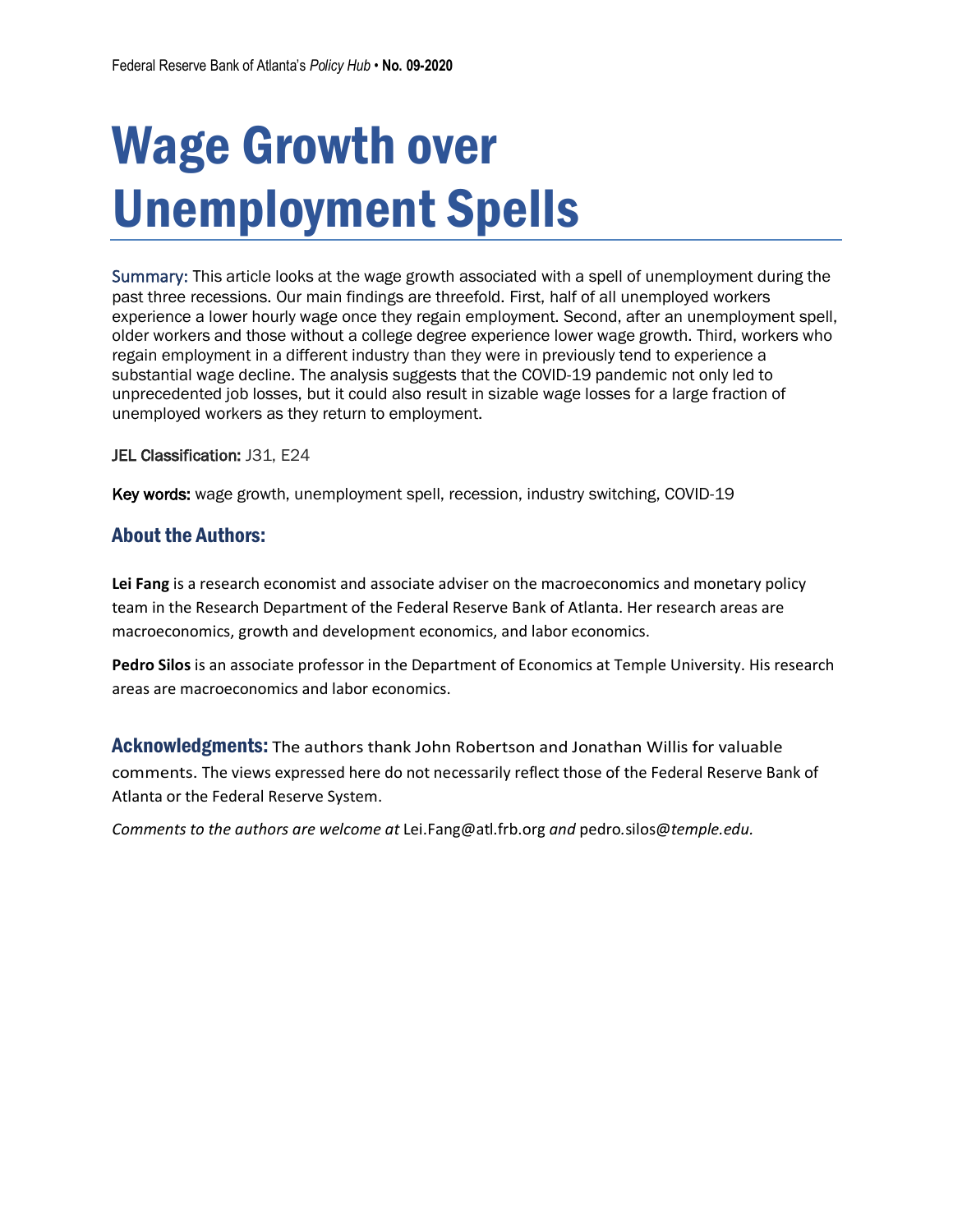# Wage Growth over Unemployment Spells

Summary: This article looks at the wage growth associated with a spell of unemployment during the past three recessions. Our main findings are threefold. First, half of all unemployed workers experience a lower hourly wage once they regain employment. Second, after an unemployment spell, older workers and those without a college degree experience lower wage growth. Third, workers who regain employment in a different industry than they were in previously tend to experience a substantial wage decline. The analysis suggests that the COVID-19 pandemic not only led to unprecedented job losses, but it could also result in sizable wage losses for a large fraction of unemployed workers as they return to employment.

**JEL Classification:** J31, E24

**Key words:** wage growth, unemployment spell, recession, industry switching, COVID-19

## About the Authors:

**Lei Fang** is a research economist and associate adviser on the macroeconomics and monetary policy team in the Research Department of the Federal Reserve Bank of Atlanta. Her research areas are macroeconomics, growth and development economics, and labor economics.

**Pedro Silos** is an associate professor in the Department of Economics at Temple University. His research areas are macroeconomics and labor economics.

**Acknowledgments:** The authors thank John Robertson and Jonathan Willis for valuable comments. The views expressed here do not necessarily reflect those of the Federal Reserve Bank of Atlanta or the Federal Reserve System.

*Comments to the authors are welcome at* Lei.Fang@atl.frb.org *and* pedro.silos@*temple.edu.*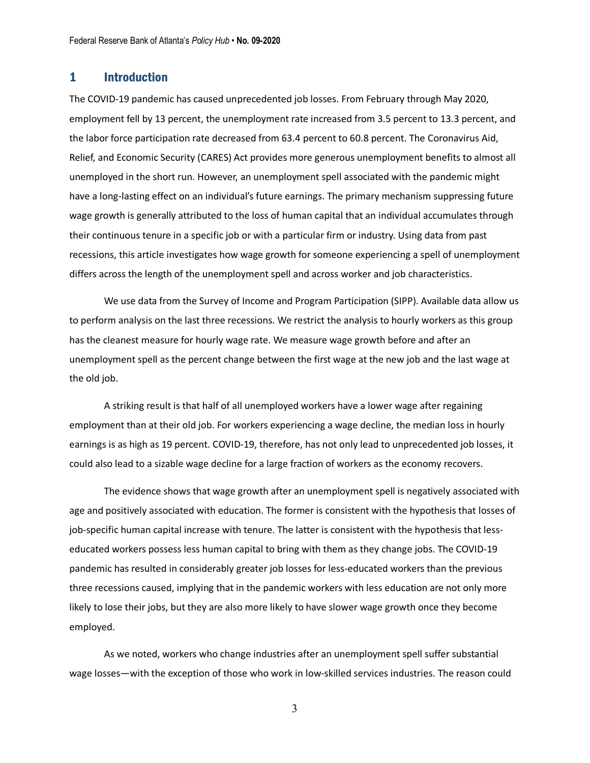## 1 Introduction

The COVID-19 pandemic has caused unprecedented job losses. From February through May 2020, employment fell by 13 percent, the unemployment rate increased from 3.5 percent to 13.3 percent, and the labor force participation rate decreased from 63.4 percent to 60.8 percent. The Coronavirus Aid, Relief, and Economic Security (CARES) Act provides more generous unemployment benefits to almost all unemployed in the short run. However, an unemployment spell associated with the pandemic might have a long-lasting effect on an individual's future earnings. The primary mechanism suppressing future wage growth is generally attributed to the loss of human capital that an individual accumulates through their continuous tenure in a specific job or with a particular firm or industry. Using data from past recessions, this article investigates how wage growth for someone experiencing a spell of unemployment differs across the length of the unemployment spell and across worker and job characteristics.

We use data from the Survey of Income and Program Participation (SIPP). Available data allow us to perform analysis on the last three recessions. We restrict the analysis to hourly workers as this group has the cleanest measure for hourly wage rate. We measure wage growth before and after an unemployment spell as the percent change between the first wage at the new job and the last wage at the old job.

A striking result is that half of all unemployed workers have a lower wage after regaining employment than at their old job. For workers experiencing a wage decline, the median loss in hourly earnings is as high as 19 percent. COVID-19, therefore, has not only lead to unprecedented job losses, it could also lead to a sizable wage decline for a large fraction of workers as the economy recovers.

The evidence shows that wage growth after an unemployment spell is negatively associated with age and positively associated with education. The former is consistent with the hypothesis that losses of job-specific human capital increase with tenure. The latter is consistent with the hypothesis that less-educated workers possess less human capital to bring with them as they change jobs. The COVID-19 pandemic has resulted in considerably greater job losses for less-educated workers than the previous three recessions caused, implying that in the pandemic workers with less education are not only more likely to lose their jobs, but they are also more likely to have slower wage growth once they become employed.

As we noted, workers who change industries after an unemployment spell suffer substantial wage losses—with the exception of those who work in low-skilled services industries. The reason could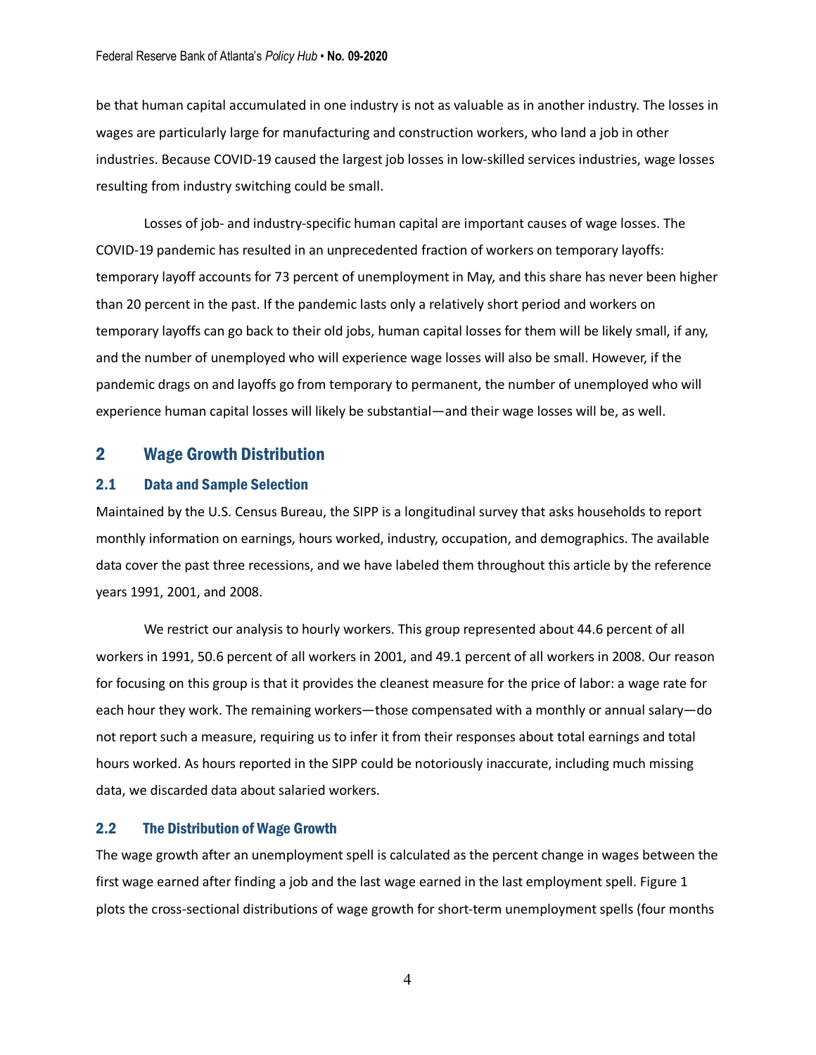be that human capital accumulated in one industry is not as valuable as in another industry. The losses in wages are particularly large for manufacturing and construction workers, who land a job in other industries. Because COVID-19 caused the largest job losses in low-skilled services industries, wage losses resulting from industry switching could be small.

Losses of job- and industry-specific human capital are important causes of wage losses. The COVID-19 pandemic has resulted in an unprecedented fraction of workers on temporary layoffs: temporary layoff accounts for 73 percent of unemployment in May, and this share has never been higher than 20 percent in the past. If the pandemic lasts only a relatively short period and workers on temporary layoffs can go back to their old jobs, human capital losses for them will be likely small, if any, and the number of unemployed who will experience wage losses will also be small. However, if the pandemic drags on and layoffs go from temporary to permanent, the number of unemployed who will experience human capital losses will likely be substantial—and their wage losses will be, as well.

## 2 Wage Growth Distribution

### 2.1 Data and Sample Selection

Maintained by the U.S. Census Bureau, the SIPP is a longitudinal survey that asks households to report monthly information on earnings, hours worked, industry, occupation, and demographics. The available data cover the past three recessions, and we have labeled them throughout this article by the reference years 1991, 2001, and 2008.

We restrict our analysis to hourly workers. This group represented about 44.6 percent of all workers in 1991, 50.6 percent of all workers in 2001, and 49.1 percent of all workers in 2008. Our reason for focusing on this group is that it provides the cleanest measure for the price of labor: a wage rate for each hour they work. The remaining workers—those compensated with a monthly or annual salary—do not report such a measure, requiring us to infer it from their responses about total earnings and total hours worked. As hours reported in the SIPP could be notoriously inaccurate, including much missing data, we discarded data about salaried workers.

### 2.2 The Distribution of Wage Growth

The wage growth after an unemployment spell is calculated as the percent change in wages between the first wage earned after finding a job and the last wage earned in the last employment spell. Figure 1 plots the cross-sectional distributions of wage growth for short-term unemployment spells (four months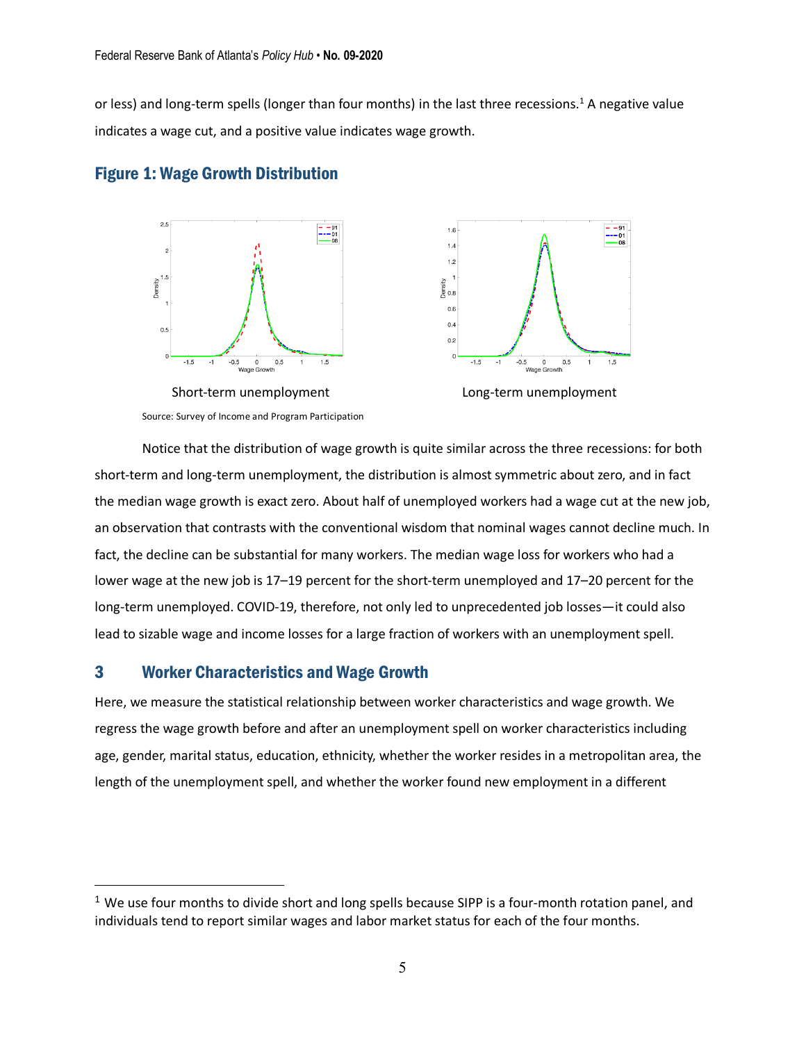or less) and long-term spells (longer than four months) in the last three recessions.[1] A negative value indicates a wage cut, and a positive value indicates wage growth.

## Figure 1: Wage Growth Distribution

Short-term unemployment

Long-term unemployment

Source: Survey of Income and Program Participation

Notice that the distribution of wage growth is quite similar across the three recessions: for both short-term and long-term unemployment, the distribution is almost symmetric about zero, and in fact the median wage growth is exact zero. About half of unemployed workers had a wage cut at the new job, an observation that contrasts with the conventional wisdom that nominal wages cannot decline much. In fact, the decline can be substantial for many workers. The median wage loss for workers who had a lower wage at the new job is 17–19 percent for the short-term unemployed and 17–20 percent for the long-term unemployed. COVID-19, therefore, not only led to unprecedented job losses—it could also lead to sizable wage and income losses for a large fraction of workers with an unemployment spell.

## 3 Worker Characteristics and Wage Growth

Here, we measure the statistical relationship between worker characteristics and wage growth. We regress the wage growth before and after an unemployment spell on worker characteristics including age, gender, marital status, education, ethnicity, whether the worker resides in a metropolitan area, the length of the unemployment spell, and whether the worker found new employment in a different

[1] We use four months to divide short and long spells because SIPP is a four-month rotation panel, and individuals tend to report similar wages and labor market status for each of the four months.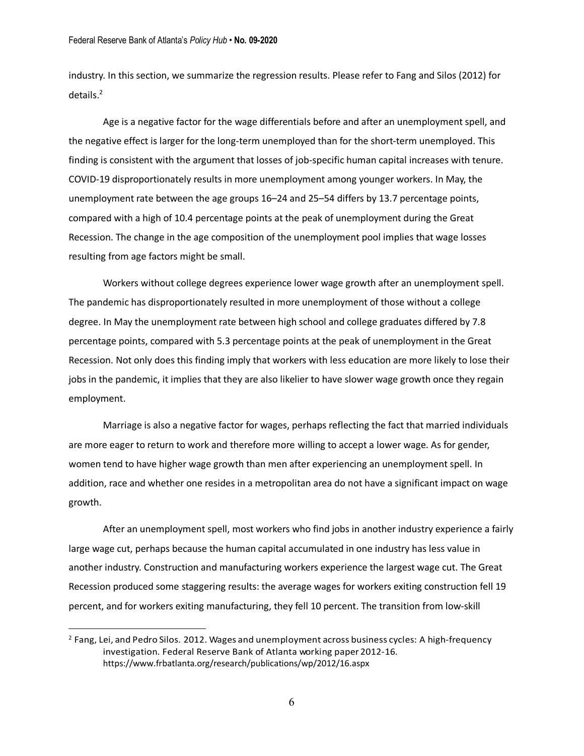industry. In this section, we summarize the regression results. Please refer to Fang and Silos (2012) for details.[2]

Age is a negative factor for the wage differentials before and after an unemployment spell, and the negative effect is larger for the long-term unemployed than for the short-term unemployed. This finding is consistent with the argument that losses of job-specific human capital increases with tenure. COVID-19 disproportionately results in more unemployment among younger workers. In May, the unemployment rate between the age groups 16–24 and 25–54 differs by 13.7 percentage points, compared with a high of 10.4 percentage points at the peak of unemployment during the Great Recession. The change in the age composition of the unemployment pool implies that wage losses resulting from age factors might be small.

Workers without college degrees experience lower wage growth after an unemployment spell. The pandemic has disproportionately resulted in more unemployment of those without a college degree. In May the unemployment rate between high school and college graduates differed by 7.8 percentage points, compared with 5.3 percentage points at the peak of unemployment in the Great Recession. Not only does this finding imply that workers with less education are more likely to lose their jobs in the pandemic, it implies that they are also likelier to have slower wage growth once they regain employment.

Marriage is also a negative factor for wages, perhaps reflecting the fact that married individuals are more eager to return to work and therefore more willing to accept a lower wage. As for gender, women tend to have higher wage growth than men after experiencing an unemployment spell. In addition, race and whether one resides in a metropolitan area do not have a significant impact on wage growth.

After an unemployment spell, most workers who find jobs in another industry experience a fairly large wage cut, perhaps because the human capital accumulated in one industry has less value in another industry. Construction and manufacturing workers experience the largest wage cut. The Great Recession produced some staggering results: the average wages for workers exiting construction fell 19 percent, and for workers exiting manufacturing, they fell 10 percent. The transition from low-skill

[2] Fang, Lei, and Pedro Silos. 2012. Wages and unemployment across business cycles: A high-frequency investigation. Federal Reserve Bank of Atlanta working paper 2012-16. https://www.frbatlanta.org/research/publications/wp/2012/16.aspx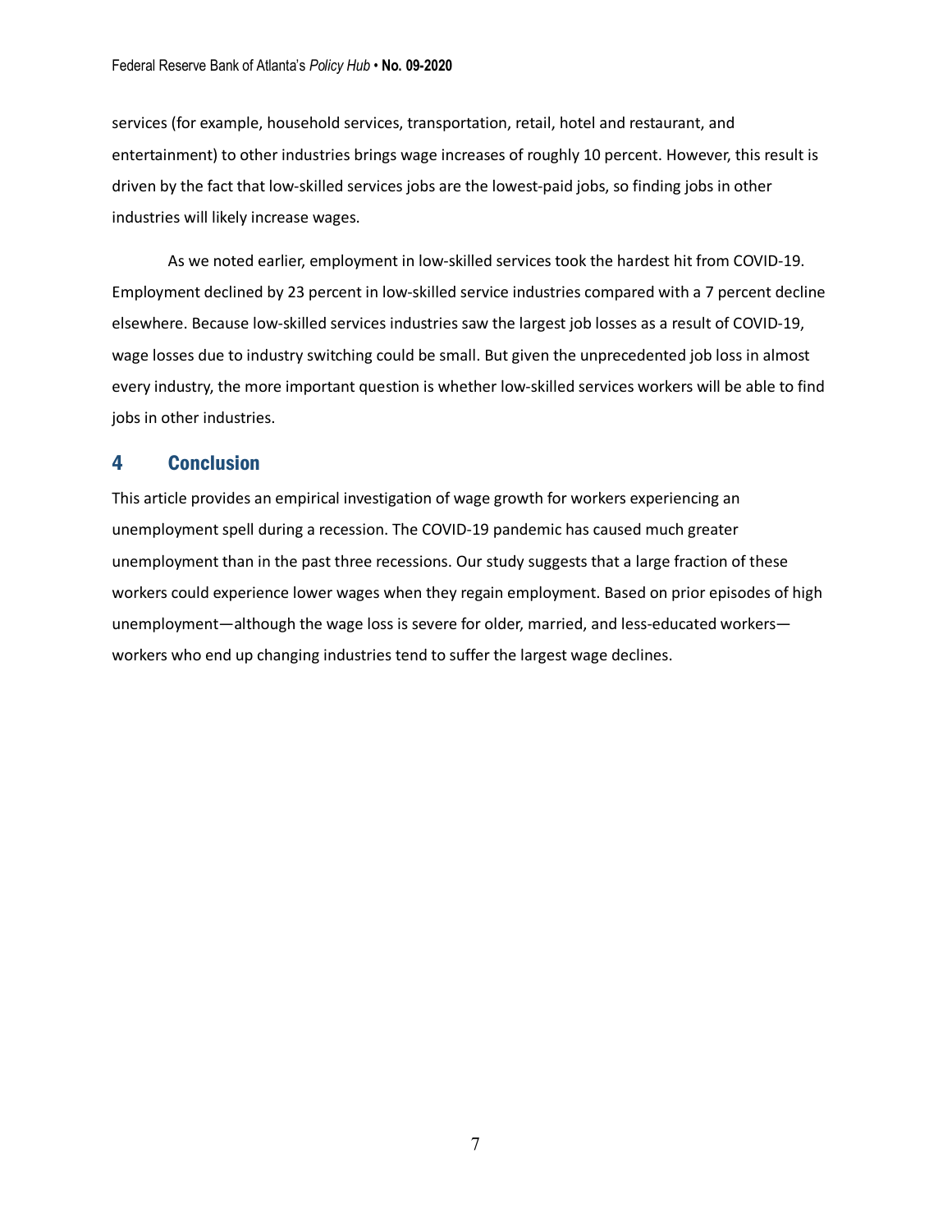services (for example, household services, transportation, retail, hotel and restaurant, and entertainment) to other industries brings wage increases of roughly 10 percent. However, this result is driven by the fact that low-skilled services jobs are the lowest-paid jobs, so finding jobs in other industries will likely increase wages.

As we noted earlier, employment in low-skilled services took the hardest hit from COVID-19. Employment declined by 23 percent in low-skilled service industries compared with a 7 percent decline elsewhere. Because low-skilled services industries saw the largest job losses as a result of COVID-19, wage losses due to industry switching could be small. But given the unprecedented job loss in almost every industry, the more important question is whether low-skilled services workers will be able to find jobs in other industries.

## 4 Conclusion

This article provides an empirical investigation of wage growth for workers experiencing an unemployment spell during a recession. The COVID-19 pandemic has caused much greater unemployment than in the past three recessions. Our study suggests that a large fraction of these workers could experience lower wages when they regain employment. Based on prior episodes of high unemployment—although the wage loss is severe for older, married, and less-educated workers—workers who end up changing industries tend to suffer the largest wage declines.